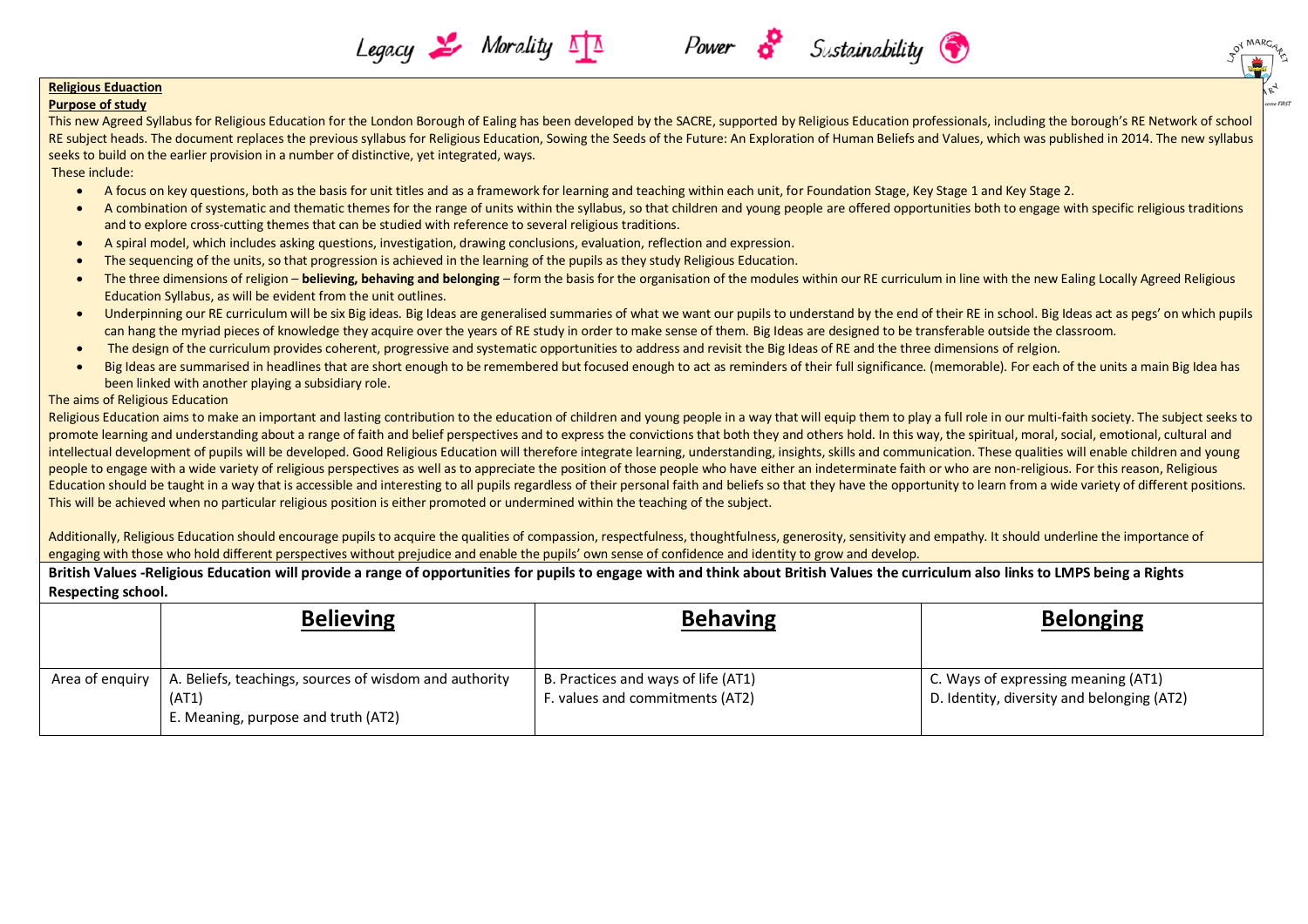Legacy Morality Power Sustainability

**Religious Eduaction**

**Purpose of study**

This new Agreed Syllabus for Religious Education for the London Borough of Ealing has been developed by the SACRE, supported by Religious Education professionals, including the borough's RE Network of school RE subject heads. The document replaces the previous syllabus for Religious Education, Sowing the Seeds of the Future: An Exploration of Human Beliefs and Values, which was published in 2014. The new syllabus seeks to build on the earlier provision in a number of distinctive, yet integrated, ways.

These include:

- A focus on key questions, both as the basis for unit titles and as a framework for learning and teaching within each unit, for Foundation Stage, Key Stage 1 and Key Stage 2.
- A combination of systematic and thematic themes for the range of units within the syllabus, so that children and young people are offered opportunities both to engage with specific religious traditions and to explore cross-cutting themes that can be studied with reference to several religious traditions.
- A spiral model, which includes asking questions, investigation, drawing conclusions, evaluation, reflection and expression.
- The sequencing of the units, so that progression is achieved in the learning of the pupils as they study Religious Education.
- The three dimensions of religion – **believing, behaving and belonging** – form the basis for the organisation of the modules within our RE curriculum in line with the new Ealing Locally Agreed Religious Education Syllabus, as will be evident from the unit outlines.
- Underpinning our RE curriculum will be six Big ideas. Big Ideas are generalised summaries of what we want our pupils to understand by the end of their RE in school. Big Ideas act as pegs' on which pupils can hang the myriad pieces of knowledge they acquire over the years of RE study in order to make sense of them. Big Ideas are designed to be transferable outside the classroom.
- The design of the curriculum provides coherent, progressive and systematic opportunities to address and revisit the Big Ideas of RE and the three dimensions of relgion.
- Big Ideas are summarised in headlines that are short enough to be remembered but focused enough to act as reminders of their full significance. (memorable). For each of the units a main Big Idea has been linked with another playing a subsidiary role.

The aims of Religious Education

Religious Education aims to make an important and lasting contribution to the education of children and young people in a way that will equip them to play a full role in our multi-faith society. The subject seeks to promote learning and understanding about a range of faith and belief perspectives and to express the convictions that both they and others hold. In this way, the spiritual, moral, social, emotional, cultural and intellectual development of pupils will be developed. Good Religious Education will therefore integrate learning, understanding, insights, skills and communication. These qualities will enable children and young people to engage with a wide variety of religious perspectives as well as to appreciate the position of those people who have either an indeterminate faith or who are non-religious. For this reason, Religious Education should be taught in a way that is accessible and interesting to all pupils regardless of their personal faith and beliefs so that they have the opportunity to learn from a wide variety of different positions. This will be achieved when no particular religious position is either promoted or undermined within the teaching of the subject.

Additionally, Religious Education should encourage pupils to acquire the qualities of compassion, respectfulness, thoughtfulness, generosity, sensitivity and empathy. It should underline the importance of engaging with those who hold different perspectives without prejudice and enable the pupils' own sense of confidence and identity to grow and develop.

**British Values -Religious Education will provide a range of opportunities for pupils to engage with and think about British Values the curriculum also links to LMPS being a Rights Respecting school.**

| | **Believing** | **Behaving** | **Belonging** |
|---|---|---|---|
| Area of enquiry | A. Beliefs, teachings, sources of wisdom and authority (AT1)<br>E. Meaning, purpose and truth (AT2) | B. Practices and ways of life (AT1)<br>F. values and commitments (AT2) | C. Ways of expressing meaning (AT1)<br>D. Identity, diversity and belonging (AT2) |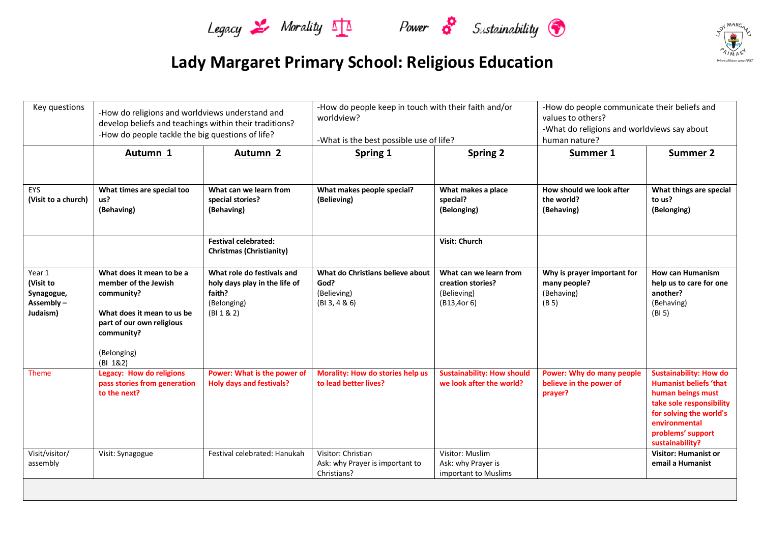Legacy Morality Power Sustainability

# Lady Margaret Primary School: Religious Education

| Key questions | -How do religions and worldviews understand and develop beliefs and teachings within their traditions?<br>-How do people tackle the big questions of life? | | -How do people keep in touch with their faith and/or worldview?<br><br>-What is the best possible use of life? | | -How do people communicate their beliefs and values to others?<br>-What do religions and worldviews say about human nature? | |
|---|---|---|---|---|---|---|
| | **Autumn 1** | **Autumn 2** | **Spring 1** | **Spring 2** | **Summer 1** | **Summer 2** |
| EYS<br>**(Visit to a church)** | **What times are special too us?**<br>**(Behaving)** | **What can we learn from special stories?**<br>**(Behaving)** | **What makes people special?**<br>**(Believing)** | **What makes a place special?**<br>**(Belonging)** | **How should we look after the world?**<br>**(Behaving)** | **What things are special to us?**<br>**(Belonging)** |
| | | **Festival celebrated: Christmas (Christianity)** | | **Visit: Church** | | |
| Year 1<br>**(Visit to Synagogue, Assembly – Judaism)** | **What does it mean to be a member of the Jewish community?**<br><br>**What does it mean to us be part of our own religious community?**<br><br>(Belonging)<br>(BI 1&2) | **What role do festivals and holy days play in the life of faith?**<br>(Belonging)<br>(BI 1 & 2) | **What do Christians believe about God?**<br>(Believing)<br>(BI 3, 4 & 6) | **What can we learn from creation stories?**<br>(Believing)<br>(B13,4or 6) | **Why is prayer important for many people?**<br>(Behaving)<br>(B 5) | **How can Humanism help us to care for one another?**<br>(Behaving)<br>(BI 5) |
| Theme | **Legacy: How do religions pass stories from generation to the next?** | **Power: What is the power of Holy days and festivals?** | **Morality: How do stories help us to lead better lives?** | **Sustainability: How should we look after the world?** | **Power: Why do many people believe in the power of prayer?** | **Sustainability: How do Humanist beliefs 'that human beings must take sole responsibility for solving the world's environmental problems' support sustainability?** |
| Visit/visitor/ assembly | Visit: Synagogue | Festival celebrated: Hanukah | Visitor: Christian<br>Ask: why Prayer is important to Christians? | Visitor: Muslim<br>Ask: why Prayer is important to Muslims | | **Visitor: Humanist or email a Humanist** |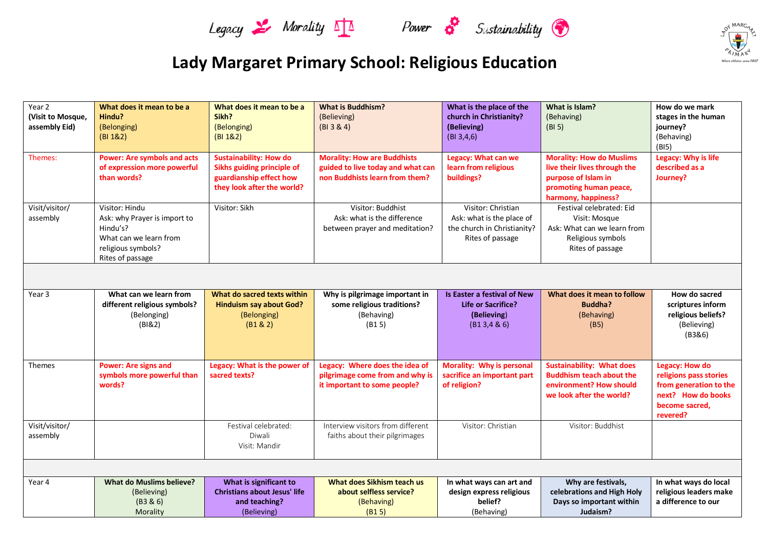Legacy Morality Power Sustainability

# Lady Margaret Primary School: Religious Education

| Year 2 **(Visit to Mosque, assembly Eid)** | **What does it mean to be a Hindu?** (Belonging) (BI 1&2) | **What does it mean to be a Sikh?** (Belonging) (BI 1&2) | **What is Buddhism?** (Believing) (BI 3 & 4) | **What is the place of the church in Christianity? (Believing)** (BI 3,4,6) | **What is Islam?** (Behaving) (BI 5) | **How do we mark stages in the human journey?** (Behaving) (BI5) |
|---|---|---|---|---|---|---|
| Themes: | **Power: Are symbols and acts of expression more powerful than words?** | **Sustainability: How do Sikhs guiding principle of guardianship effect how they look after the world?** | **Morality: How are Buddhists guided to live today and what can non Buddhists learn from them?** | **Legacy: What can we learn from religious buildings?** | **Morality: How do Muslims live their lives through the purpose of Islam in promoting human peace, harmony, happiness?** | **Legacy: Why is life described as a Journey?** |
| Visit/visitor/ assembly | Visitor: Hindu<br>Ask: why Prayer is import to Hindu's?<br>What can we learn from religious symbols?<br>Rites of passage | Visitor: Sikh | Visitor: Buddhist<br>Ask: what is the difference between prayer and meditation? | Visitor: Christian<br>Ask: what is the place of the church in Christianity?<br>Rites of passage | Festival celebrated: Eid<br>Visit: Mosque<br>Ask: What can we learn from Religious symbols<br>Rites of passage | |
| | | | | | | |
| Year 3 | **What can we learn from different religious symbols?** (Belonging) (BI&2) | **What do sacred texts within Hinduism say about God?** (Belonging) (B1 & 2) | **Why is pilgrimage important in some religious traditions?** (Behaving) (B1 5) | **Is Easter a festival of New Life or Sacrifice? (Believing)** (B1 3,4 & 6) | **What does it mean to follow Buddha?** (Behaving) (B5) | **How do sacred scriptures inform religious beliefs?** (Believing) (B3&6) |
| Themes | **Power: Are signs and symbols more powerful than words?** | **Legacy: What is the power of sacred texts?** | **Legacy: Where does the idea of pilgrimage come from and why is it important to some people?** | **Morality: Why is personal sacrifice an important part of religion?** | **Sustainability: What does Buddhism teach about the environment? How should we look after the world?** | **Legacy: How do religions pass stories from generation to the next? How do books become sacred, revered?** |
| Visit/visitor/ assembly | | Festival celebrated: Diwali<br>Visit: Mandir | Interview visitors from different faiths about their pilgrimages | Visitor: Christian | Visitor: Buddhist | |
| | | | | | | |
| Year 4 | **What do Muslims believe?** (Believing) (B3 & 6) Morality | **What is significant to Christians about Jesus' life and teaching?** (Believing) | **What does Sikhism teach us about selfless service?** (Behaving) (B1 5) | **In what ways can art and design express religious belief?** (Behaving) | **Why are festivals, celebrations and High Holy Days so important within Judaism?** | **In what ways do local religious leaders make a difference to our** |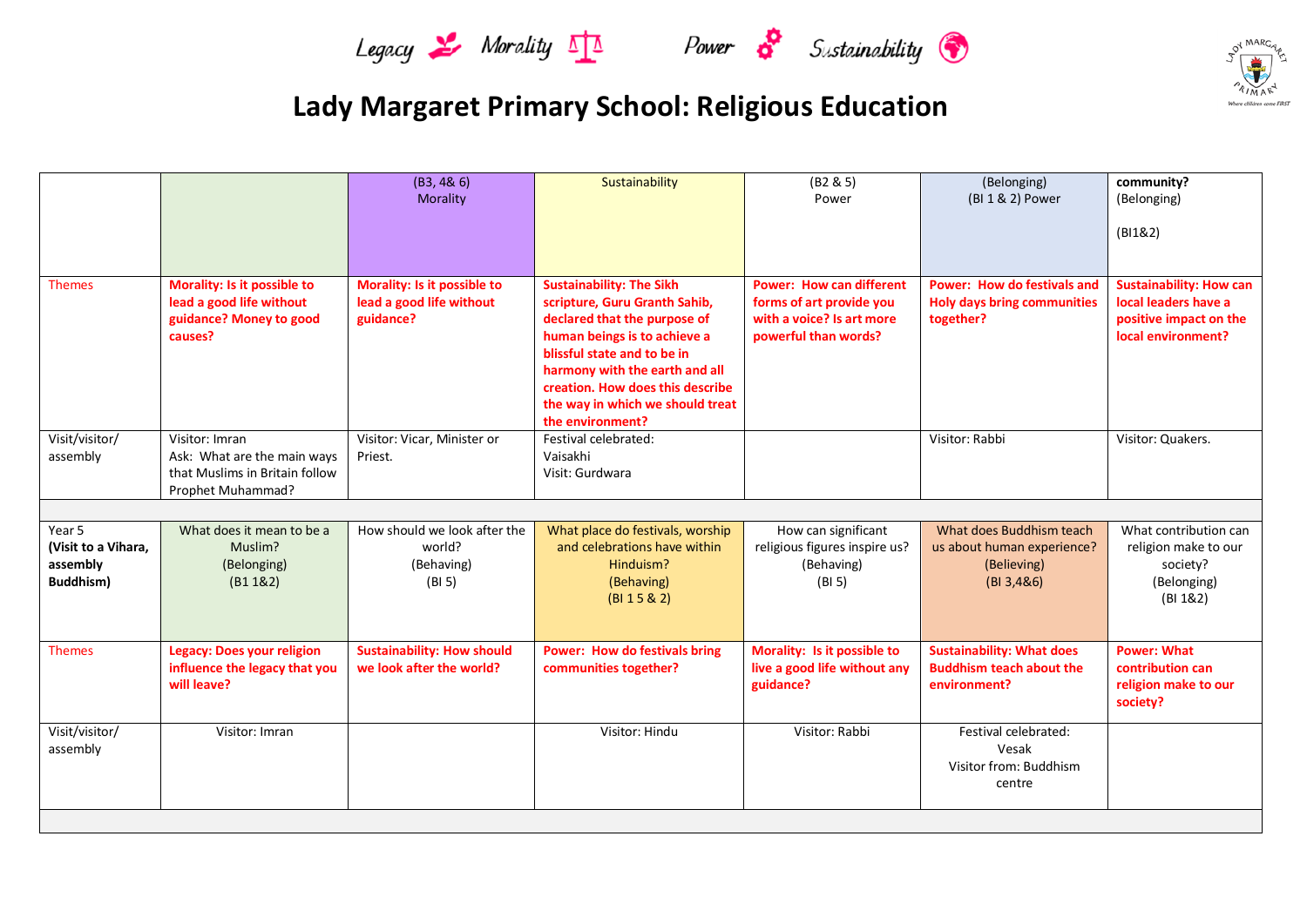Legacy Morality Power Sustainability

# Lady Margaret Primary School: Religious Education

| | | | | | | |
|---|---|---|---|---|---|---|
| | | (B3, 4& 6) Morality | Sustainability | (B2 & 5) Power | (Belonging) (BI 1 & 2) Power | **community?** (Belonging) (BI1&2) |
| Themes | **Morality: Is it possible to lead a good life without guidance? Money to good causes?** | **Morality: Is it possible to lead a good life without guidance?** | **Sustainability: The Sikh scripture, Guru Granth Sahib, declared that the purpose of human beings is to achieve a blissful state and to be in harmony with the earth and all creation. How does this describe the way in which we should treat the environment?** | **Power: How can different forms of art provide you with a voice? Is art more powerful than words?** | **Power: How do festivals and Holy days bring communities together?** | **Sustainability: How can local leaders have a positive impact on the local environment?** |
| Visit/visitor/ assembly | Visitor: Imran Ask: What are the main ways that Muslims in Britain follow Prophet Muhammad? | Visitor: Vicar, Minister or Priest. | Festival celebrated: Vaisakhi Visit: Gurdwara | | Visitor: Rabbi | Visitor: Quakers. |
| | | | | | | |
| Year 5 **(Visit to a Vihara, assembly Buddhism)** | What does it mean to be a Muslim? (Belonging) (B1 1&2) | How should we look after the world? (Behaving) (BI 5) | What place do festivals, worship and celebrations have within Hinduism? (Behaving) (BI 1 5 & 2) | How can significant religious figures inspire us? (Behaving) (BI 5) | What does Buddhism teach us about human experience? (Believing) (BI 3,4&6) | What contribution can religion make to our society? (Belonging) (BI 1&2) |
| Themes | **Legacy: Does your religion influence the legacy that you will leave?** | **Sustainability: How should we look after the world?** | **Power: How do festivals bring communities together?** | **Morality: Is it possible to live a good life without any guidance?** | **Sustainability: What does Buddhism teach about the environment?** | **Power: What contribution can religion make to our society?** |
| Visit/visitor/ assembly | Visitor: Imran | | Visitor: Hindu | Visitor: Rabbi | Festival celebrated: Vesak Visitor from: Buddhism centre | |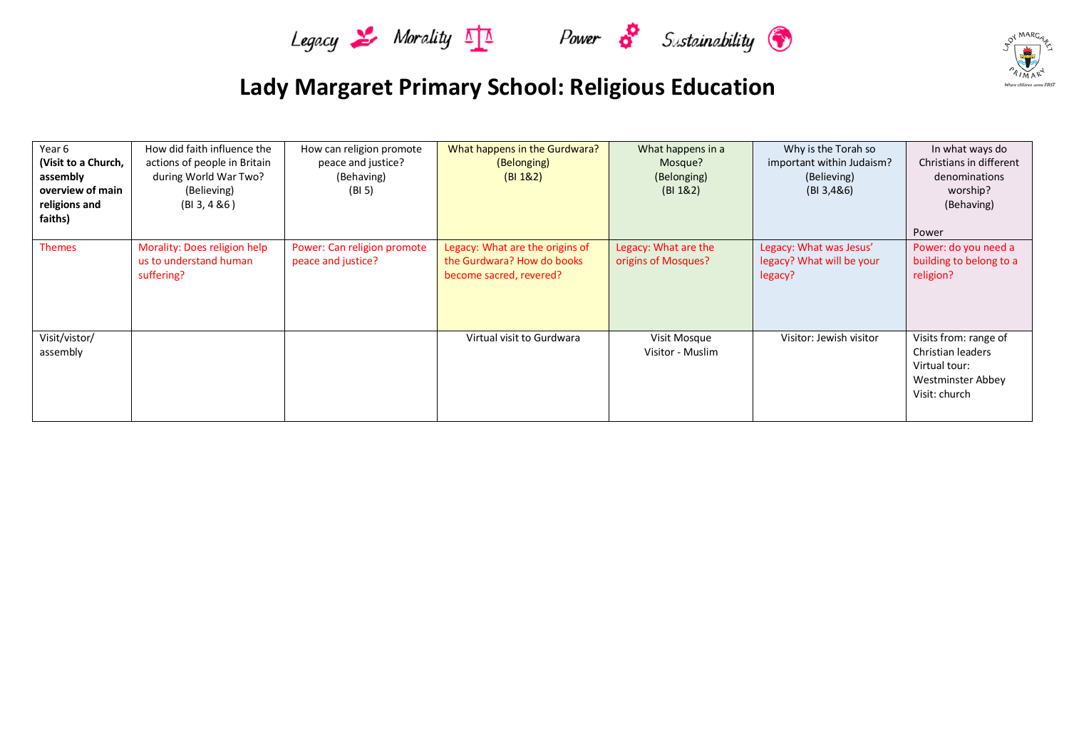Legacy Morality Power Sustainability

# Lady Margaret Primary School: Religious Education

| | | | | | | |
|---|---|---|---|---|---|---|
| Year 6 **(Visit to a Church, assembly overview of main religions and faiths)** | How did faith influence the actions of people in Britain during World War Two? (Believing) (BI 3, 4 &6 ) | How can religion promote peace and justice? (Behaving) (BI 5) | What happens in the Gurdwara? (Belonging) (BI 1&2) | What happens in a Mosque? (Belonging) (BI 1&2) | Why is the Torah so important within Judaism? (Believing) (BI 3,4&6) | In what ways do Christians in different denominations worship? (Behaving) Power |
| Themes | Morality: Does religion help us to understand human suffering? | Power: Can religion promote peace and justice? | Legacy: What are the origins of the Gurdwara? How do books become sacred, revered? | Legacy: What are the origins of Mosques? | Legacy: What was Jesus' legacy? What will be your legacy? | Power: do you need a building to belong to a religion? |
| Visit/vistor/ assembly | | | Virtual visit to Gurdwara | Visit Mosque Visitor - Muslim | Visitor: Jewish visitor | Visits from: range of Christian leaders Virtual tour: Westminster Abbey Visit: church |